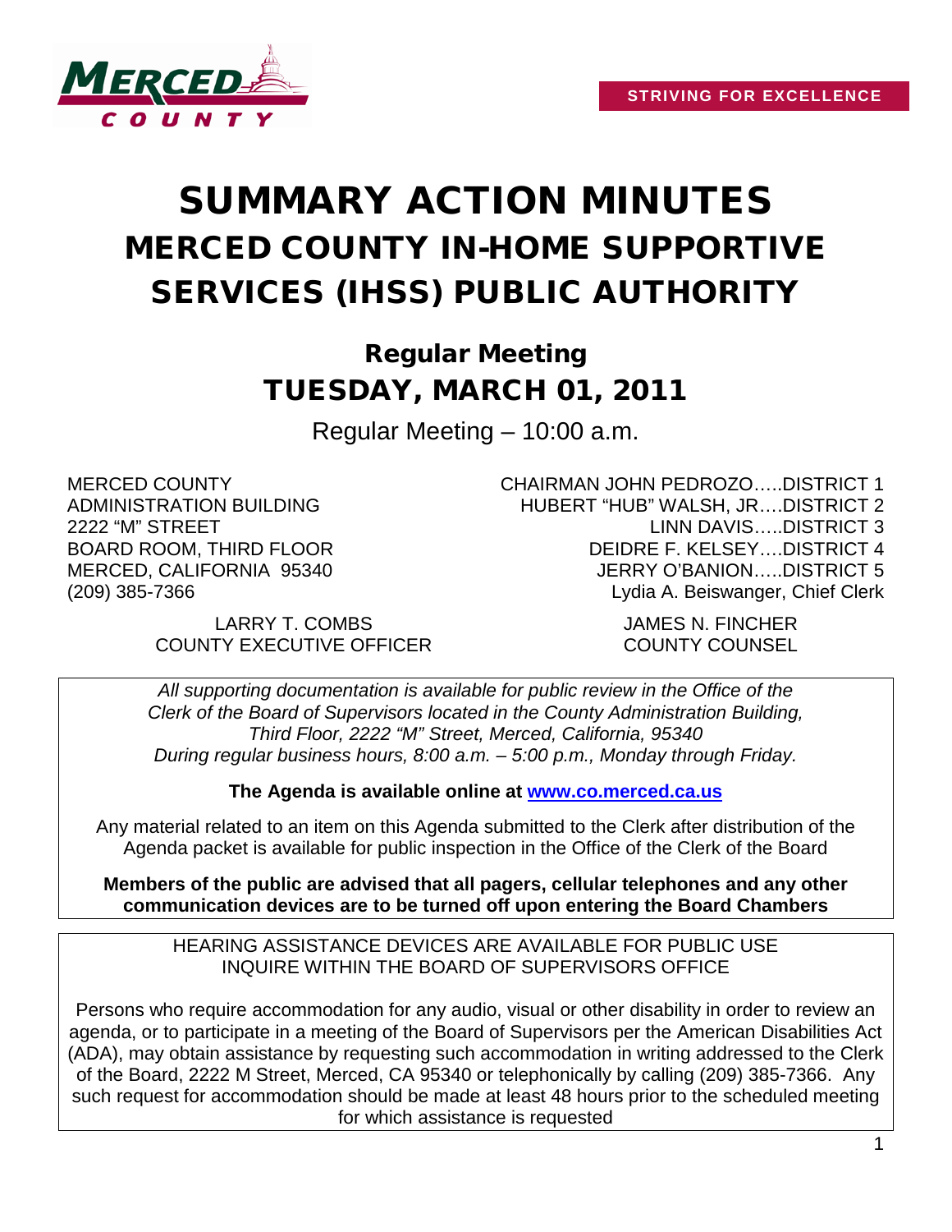MERCED COUNTY

**STRIVING FOR EXCELLENCE**

# SUMMARY ACTION MINUTES
# MERCED COUNTY IN-HOME SUPPORTIVE SERVICES (IHSS) PUBLIC AUTHORITY

## Regular Meeting
## TUESDAY, MARCH 01, 2011

Regular Meeting – 10:00 a.m.

MERCED COUNTY
ADMINISTRATION BUILDING
2222 "M" STREET
BOARD ROOM, THIRD FLOOR
MERCED, CALIFORNIA 95340
(209) 385-7366

CHAIRMAN JOHN PEDROZO…..DISTRICT 1
HUBERT "HUB" WALSH, JR….DISTRICT 2
LINN DAVIS…..DISTRICT 3
DEIDRE F. KELSEY….DISTRICT 4
JERRY O'BANION…..DISTRICT 5
Lydia A. Beiswanger, Chief Clerk

LARRY T. COMBS
COUNTY EXECUTIVE OFFICER

JAMES N. FINCHER
COUNTY COUNSEL

*All supporting documentation is available for public review in the Office of the Clerk of the Board of Supervisors located in the County Administration Building, Third Floor, 2222 "M" Street, Merced, California, 95340 During regular business hours, 8:00 a.m. – 5:00 p.m., Monday through Friday.*

**The Agenda is available online at www.co.merced.ca.us**

Any material related to an item on this Agenda submitted to the Clerk after distribution of the Agenda packet is available for public inspection in the Office of the Clerk of the Board

**Members of the public are advised that all pagers, cellular telephones and any other communication devices are to be turned off upon entering the Board Chambers**

HEARING ASSISTANCE DEVICES ARE AVAILABLE FOR PUBLIC USE
INQUIRE WITHIN THE BOARD OF SUPERVISORS OFFICE

Persons who require accommodation for any audio, visual or other disability in order to review an agenda, or to participate in a meeting of the Board of Supervisors per the American Disabilities Act (ADA), may obtain assistance by requesting such accommodation in writing addressed to the Clerk of the Board, 2222 M Street, Merced, CA 95340 or telephonically by calling (209) 385-7366. Any such request for accommodation should be made at least 48 hours prior to the scheduled meeting for which assistance is requested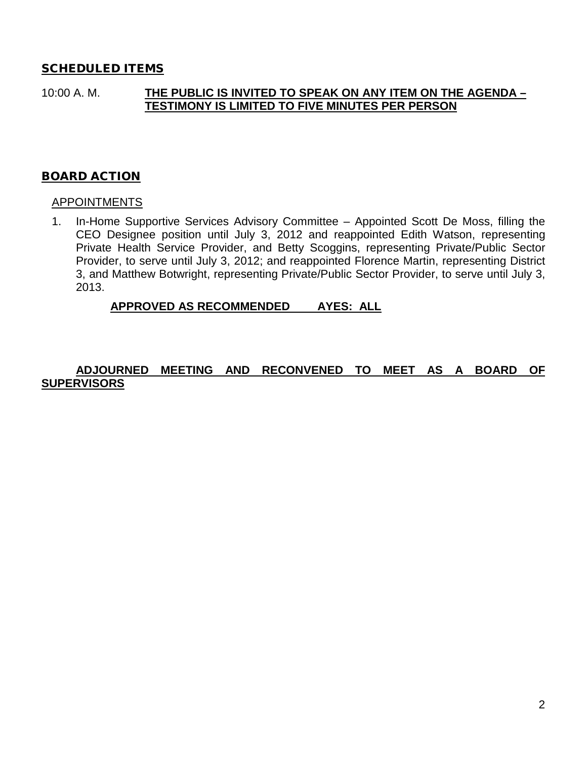## SCHEDULED ITEMS

10:00 A. M. **THE PUBLIC IS INVITED TO SPEAK ON ANY ITEM ON THE AGENDA – TESTIMONY IS LIMITED TO FIVE MINUTES PER PERSON**

## BOARD ACTION

APPOINTMENTS

1. In-Home Supportive Services Advisory Committee – Appointed Scott De Moss, filling the CEO Designee position until July 3, 2012 and reappointed Edith Watson, representing Private Health Service Provider, and Betty Scoggins, representing Private/Public Sector Provider, to serve until July 3, 2012; and reappointed Florence Martin, representing District 3, and Matthew Botwright, representing Private/Public Sector Provider, to serve until July 3, 2013.

   **APPROVED AS RECOMMENDED AYES: ALL**

**ADJOURNED MEETING AND RECONVENED TO MEET AS A BOARD OF SUPERVISORS**